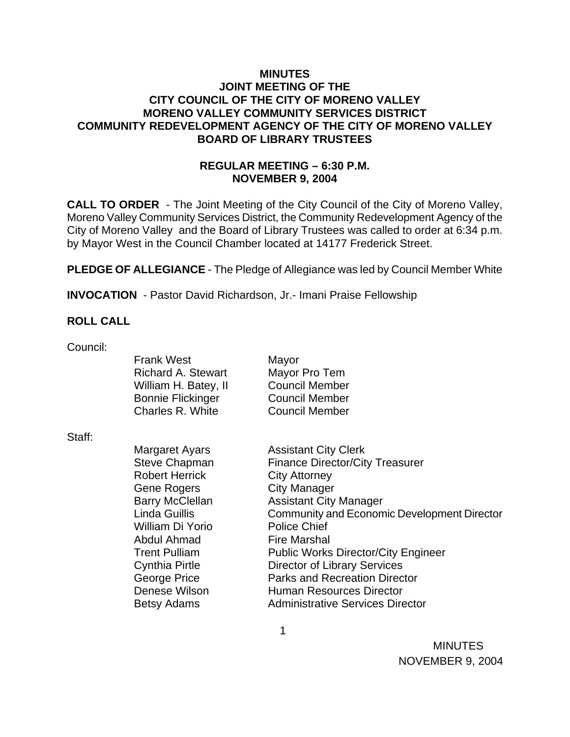# MINUTES
# JOINT MEETING OF THE
# CITY COUNCIL OF THE CITY OF MORENO VALLEY
# MORENO VALLEY COMMUNITY SERVICES DISTRICT
# COMMUNITY REDEVELOPMENT AGENCY OF THE CITY OF MORENO VALLEY
# BOARD OF LIBRARY TRUSTEES

## REGULAR MEETING – 6:30 P.M.
## NOVEMBER 9, 2004

**CALL TO ORDER** - The Joint Meeting of the City Council of the City of Moreno Valley, Moreno Valley Community Services District, the Community Redevelopment Agency of the City of Moreno Valley and the Board of Library Trustees was called to order at 6:34 p.m. by Mayor West in the Council Chamber located at 14177 Frederick Street.

**PLEDGE OF ALLEGIANCE** - The Pledge of Allegiance was led by Council Member White

**INVOCATION** - Pastor David Richardson, Jr.- Imani Praise Fellowship

**ROLL CALL**

Council:

| | |
|---|---|
| Frank West | Mayor |
| Richard A. Stewart | Mayor Pro Tem |
| William H. Batey, II | Council Member |
| Bonnie Flickinger | Council Member |
| Charles R. White | Council Member |

Staff:

| | |
|---|---|
| Margaret Ayars | Assistant City Clerk |
| Steve Chapman | Finance Director/City Treasurer |
| Robert Herrick | City Attorney |
| Gene Rogers | City Manager |
| Barry McClellan | Assistant City Manager |
| Linda Guillis | Community and Economic Development Director |
| William Di Yorio | Police Chief |
| Abdul Ahmad | Fire Marshal |
| Trent Pulliam | Public Works Director/City Engineer |
| Cynthia Pirtle | Director of Library Services |
| George Price | Parks and Recreation Director |
| Denese Wilson | Human Resources Director |
| Betsy Adams | Administrative Services Director |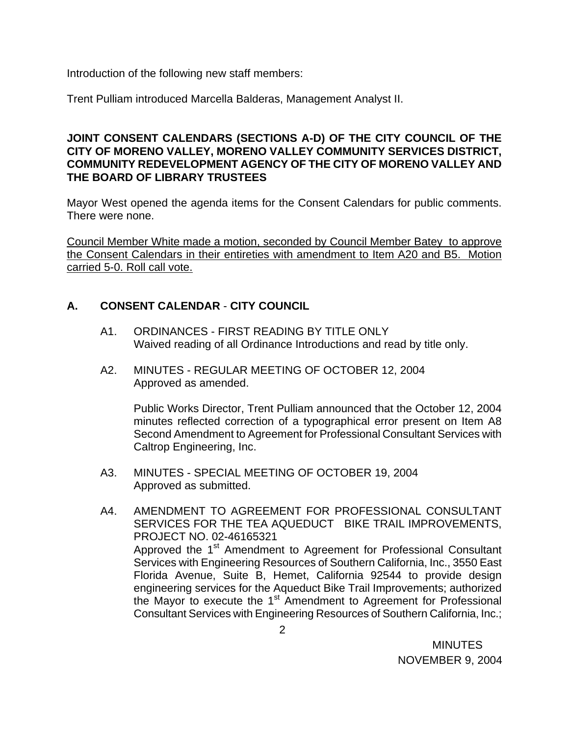Introduction of the following new staff members:

Trent Pulliam introduced Marcella Balderas, Management Analyst II.

**JOINT CONSENT CALENDARS (SECTIONS A-D) OF THE CITY COUNCIL OF THE CITY OF MORENO VALLEY, MORENO VALLEY COMMUNITY SERVICES DISTRICT, COMMUNITY REDEVELOPMENT AGENCY OF THE CITY OF MORENO VALLEY AND THE BOARD OF LIBRARY TRUSTEES**

Mayor West opened the agenda items for the Consent Calendars for public comments. There were none.

Council Member White made a motion, seconded by Council Member Batey to approve the Consent Calendars in their entireties with amendment to Item A20 and B5. Motion carried 5-0. Roll call vote.

## A. CONSENT CALENDAR - CITY COUNCIL

A1. ORDINANCES - FIRST READING BY TITLE ONLY
Waived reading of all Ordinance Introductions and read by title only.

A2. MINUTES - REGULAR MEETING OF OCTOBER 12, 2004
Approved as amended.

Public Works Director, Trent Pulliam announced that the October 12, 2004 minutes reflected correction of a typographical error present on Item A8 Second Amendment to Agreement for Professional Consultant Services with Caltrop Engineering, Inc.

A3. MINUTES - SPECIAL MEETING OF OCTOBER 19, 2004
Approved as submitted.

A4. AMENDMENT TO AGREEMENT FOR PROFESSIONAL CONSULTANT SERVICES FOR THE TEA AQUEDUCT BIKE TRAIL IMPROVEMENTS, PROJECT NO. 02-46165321
Approved the 1st Amendment to Agreement for Professional Consultant Services with Engineering Resources of Southern California, Inc., 3550 East Florida Avenue, Suite B, Hemet, California 92544 to provide design engineering services for the Aqueduct Bike Trail Improvements; authorized the Mayor to execute the 1st Amendment to Agreement for Professional Consultant Services with Engineering Resources of Southern California, Inc.;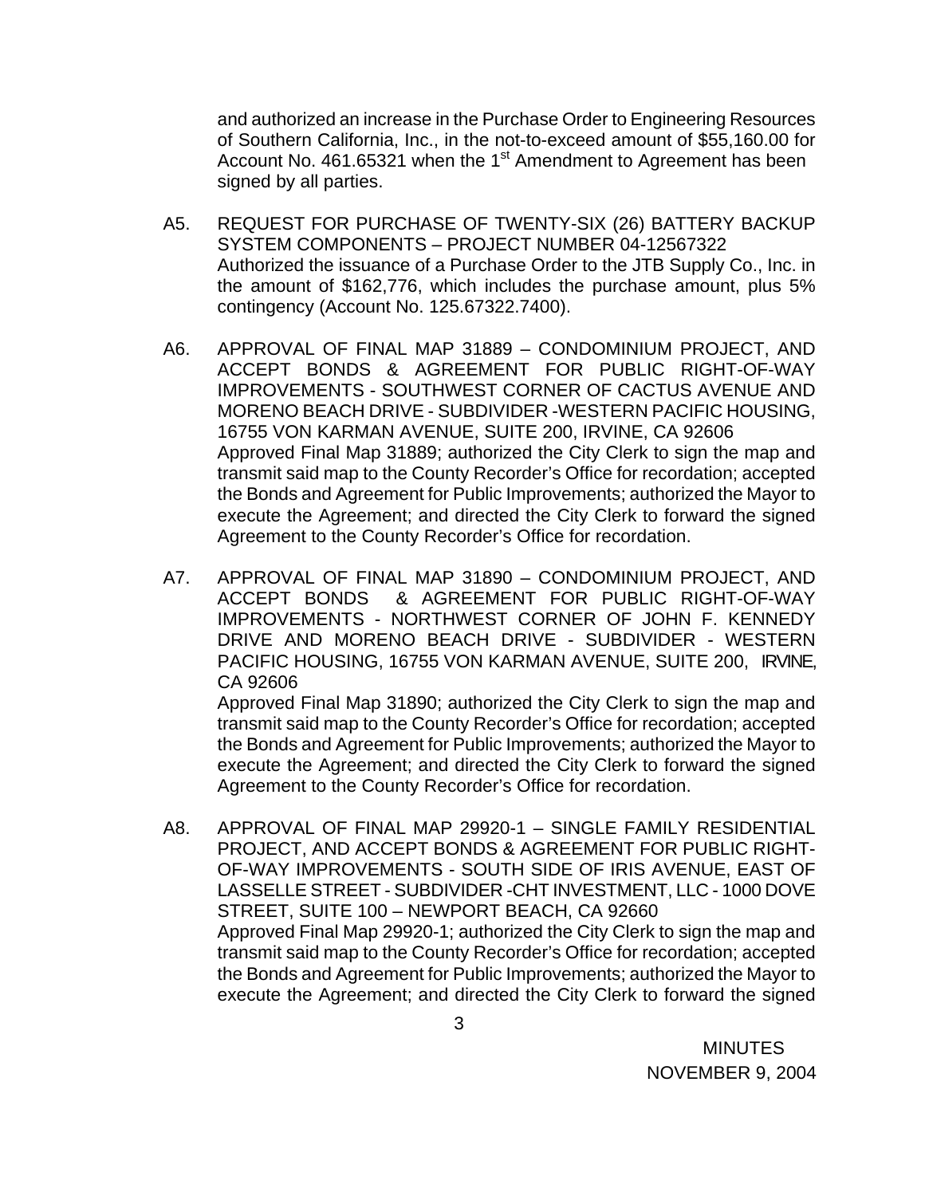and authorized an increase in the Purchase Order to Engineering Resources of Southern California, Inc., in the not-to-exceed amount of $55,160.00 for Account No. 461.65321 when the 1st Amendment to Agreement has been signed by all parties.

A5. REQUEST FOR PURCHASE OF TWENTY-SIX (26) BATTERY BACKUP SYSTEM COMPONENTS – PROJECT NUMBER 04-12567322
Authorized the issuance of a Purchase Order to the JTB Supply Co., Inc. in the amount of $162,776, which includes the purchase amount, plus 5% contingency (Account No. 125.67322.7400).

A6. APPROVAL OF FINAL MAP 31889 – CONDOMINIUM PROJECT, AND ACCEPT BONDS & AGREEMENT FOR PUBLIC RIGHT-OF-WAY IMPROVEMENTS - SOUTHWEST CORNER OF CACTUS AVENUE AND MORENO BEACH DRIVE - SUBDIVIDER -WESTERN PACIFIC HOUSING, 16755 VON KARMAN AVENUE, SUITE 200, IRVINE, CA 92606
Approved Final Map 31889; authorized the City Clerk to sign the map and transmit said map to the County Recorder's Office for recordation; accepted the Bonds and Agreement for Public Improvements; authorized the Mayor to execute the Agreement; and directed the City Clerk to forward the signed Agreement to the County Recorder's Office for recordation.

A7. APPROVAL OF FINAL MAP 31890 – CONDOMINIUM PROJECT, AND ACCEPT BONDS & AGREEMENT FOR PUBLIC RIGHT-OF-WAY IMPROVEMENTS - NORTHWEST CORNER OF JOHN F. KENNEDY DRIVE AND MORENO BEACH DRIVE - SUBDIVIDER - WESTERN PACIFIC HOUSING, 16755 VON KARMAN AVENUE, SUITE 200, IRVINE, CA 92606
Approved Final Map 31890; authorized the City Clerk to sign the map and transmit said map to the County Recorder's Office for recordation; accepted the Bonds and Agreement for Public Improvements; authorized the Mayor to execute the Agreement; and directed the City Clerk to forward the signed Agreement to the County Recorder's Office for recordation.

A8. APPROVAL OF FINAL MAP 29920-1 – SINGLE FAMILY RESIDENTIAL PROJECT, AND ACCEPT BONDS & AGREEMENT FOR PUBLIC RIGHT-OF-WAY IMPROVEMENTS - SOUTH SIDE OF IRIS AVENUE, EAST OF LASSELLE STREET - SUBDIVIDER -CHT INVESTMENT, LLC - 1000 DOVE STREET, SUITE 100 – NEWPORT BEACH, CA 92660
Approved Final Map 29920-1; authorized the City Clerk to sign the map and transmit said map to the County Recorder's Office for recordation; accepted the Bonds and Agreement for Public Improvements; authorized the Mayor to execute the Agreement; and directed the City Clerk to forward the signed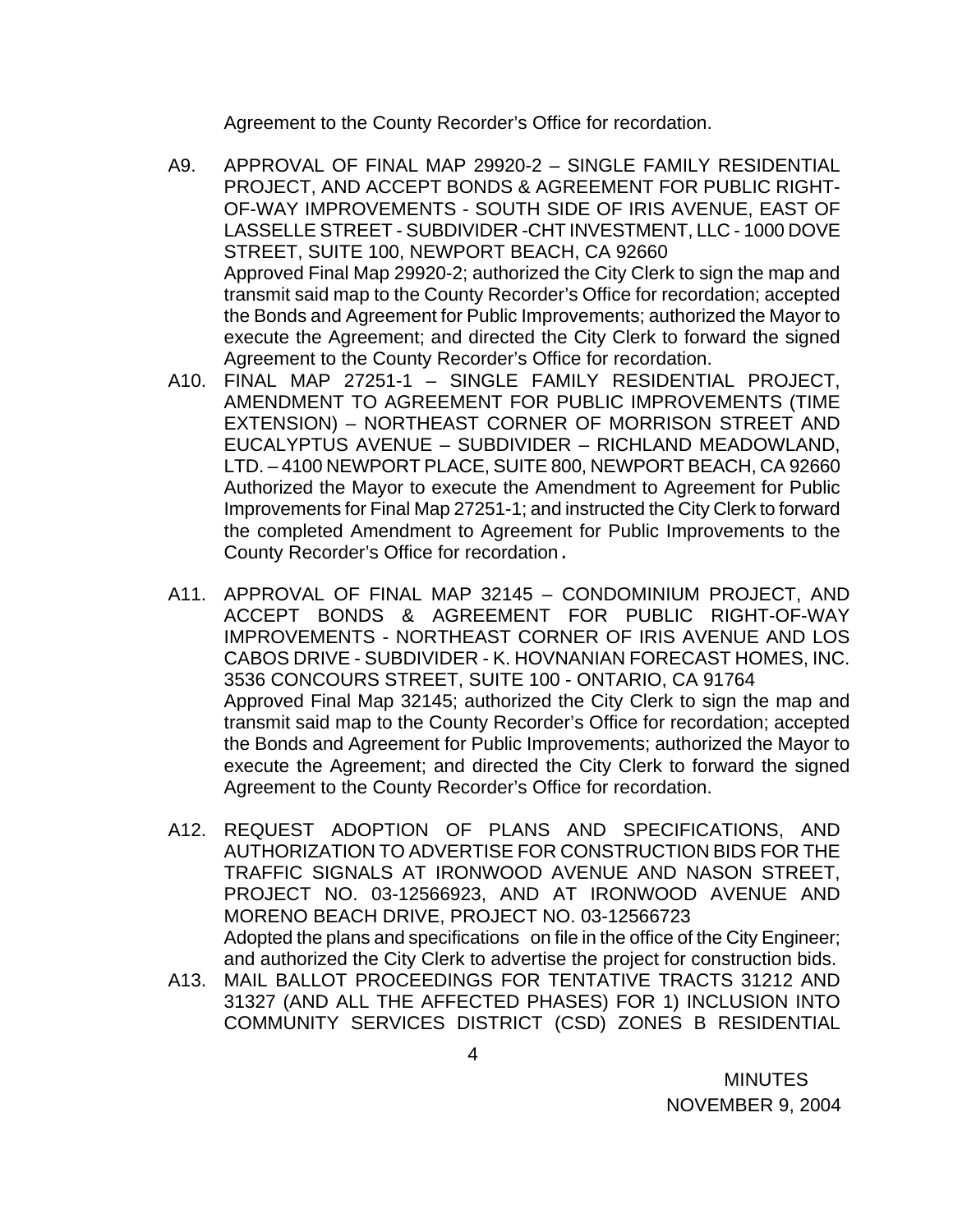Agreement to the County Recorder's Office for recordation.

A9. APPROVAL OF FINAL MAP 29920-2 – SINGLE FAMILY RESIDENTIAL PROJECT, AND ACCEPT BONDS & AGREEMENT FOR PUBLIC RIGHT-OF-WAY IMPROVEMENTS - SOUTH SIDE OF IRIS AVENUE, EAST OF LASSELLE STREET - SUBDIVIDER -CHT INVESTMENT, LLC - 1000 DOVE STREET, SUITE 100, NEWPORT BEACH, CA 92660
Approved Final Map 29920-2; authorized the City Clerk to sign the map and transmit said map to the County Recorder's Office for recordation; accepted the Bonds and Agreement for Public Improvements; authorized the Mayor to execute the Agreement; and directed the City Clerk to forward the signed Agreement to the County Recorder's Office for recordation.

A10. FINAL MAP 27251-1 – SINGLE FAMILY RESIDENTIAL PROJECT, AMENDMENT TO AGREEMENT FOR PUBLIC IMPROVEMENTS (TIME EXTENSION) – NORTHEAST CORNER OF MORRISON STREET AND EUCALYPTUS AVENUE – SUBDIVIDER – RICHLAND MEADOWLAND, LTD. – 4100 NEWPORT PLACE, SUITE 800, NEWPORT BEACH, CA 92660
Authorized the Mayor to execute the Amendment to Agreement for Public Improvements for Final Map 27251-1; and instructed the City Clerk to forward the completed Amendment to Agreement for Public Improvements to the County Recorder's Office for recordation.

A11. APPROVAL OF FINAL MAP 32145 – CONDOMINIUM PROJECT, AND ACCEPT BONDS & AGREEMENT FOR PUBLIC RIGHT-OF-WAY IMPROVEMENTS - NORTHEAST CORNER OF IRIS AVENUE AND LOS CABOS DRIVE - SUBDIVIDER - K. HOVNANIAN FORECAST HOMES, INC. 3536 CONCOURS STREET, SUITE 100 - ONTARIO, CA 91764
Approved Final Map 32145; authorized the City Clerk to sign the map and transmit said map to the County Recorder's Office for recordation; accepted the Bonds and Agreement for Public Improvements; authorized the Mayor to execute the Agreement; and directed the City Clerk to forward the signed Agreement to the County Recorder's Office for recordation.

A12. REQUEST ADOPTION OF PLANS AND SPECIFICATIONS, AND AUTHORIZATION TO ADVERTISE FOR CONSTRUCTION BIDS FOR THE TRAFFIC SIGNALS AT IRONWOOD AVENUE AND NASON STREET, PROJECT NO. 03-12566923, AND AT IRONWOOD AVENUE AND MORENO BEACH DRIVE, PROJECT NO. 03-12566723
Adopted the plans and specifications on file in the office of the City Engineer; and authorized the City Clerk to advertise the project for construction bids.

A13. MAIL BALLOT PROCEEDINGS FOR TENTATIVE TRACTS 31212 AND 31327 (AND ALL THE AFFECTED PHASES) FOR 1) INCLUSION INTO COMMUNITY SERVICES DISTRICT (CSD) ZONES B RESIDENTIAL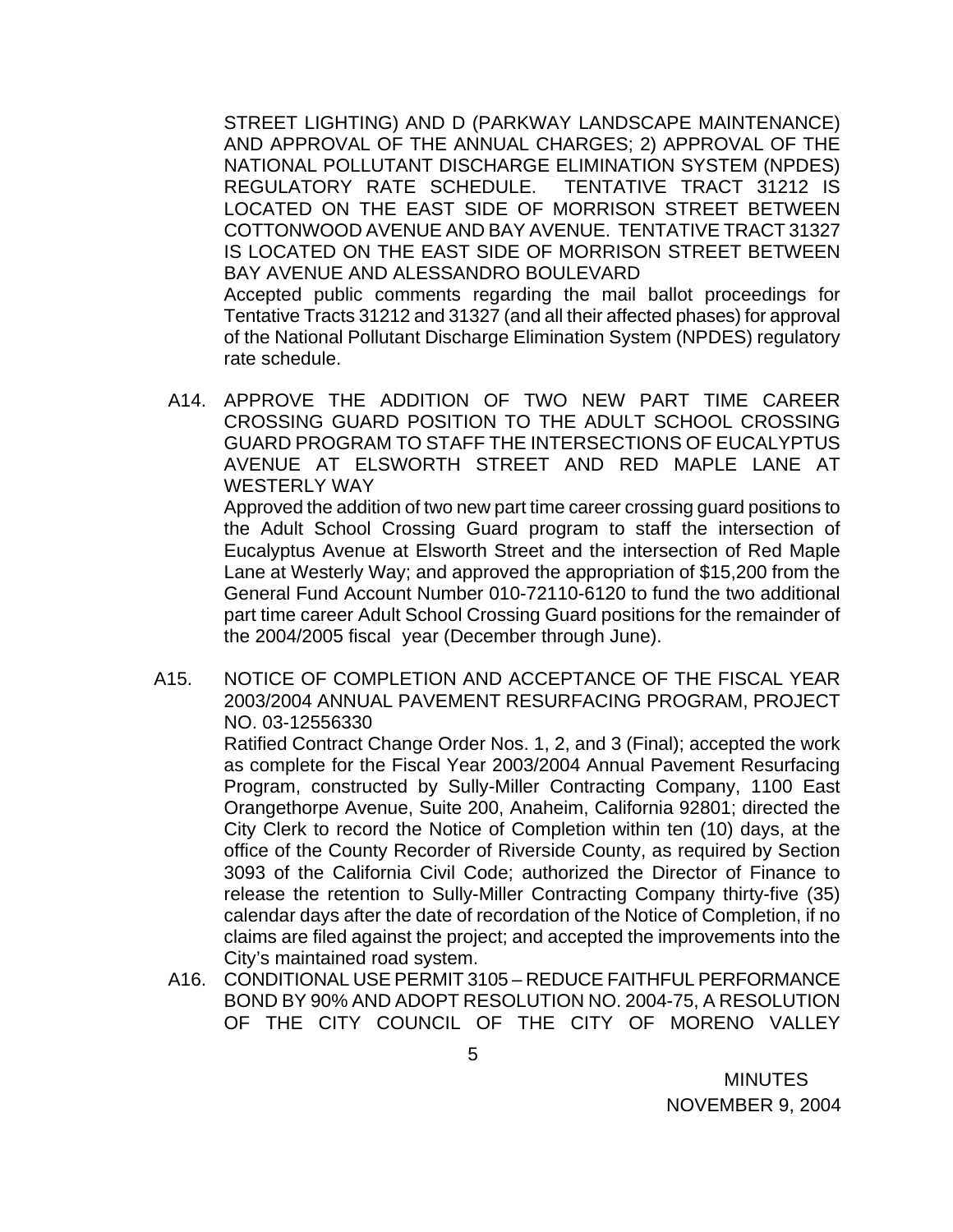STREET LIGHTING) AND D (PARKWAY LANDSCAPE MAINTENANCE) AND APPROVAL OF THE ANNUAL CHARGES; 2) APPROVAL OF THE NATIONAL POLLUTANT DISCHARGE ELIMINATION SYSTEM (NPDES) REGULATORY RATE SCHEDULE. TENTATIVE TRACT 31212 IS LOCATED ON THE EAST SIDE OF MORRISON STREET BETWEEN COTTONWOOD AVENUE AND BAY AVENUE. TENTATIVE TRACT 31327 IS LOCATED ON THE EAST SIDE OF MORRISON STREET BETWEEN BAY AVENUE AND ALESSANDRO BOULEVARD

Accepted public comments regarding the mail ballot proceedings for Tentative Tracts 31212 and 31327 (and all their affected phases) for approval of the National Pollutant Discharge Elimination System (NPDES) regulatory rate schedule.

A14. APPROVE THE ADDITION OF TWO NEW PART TIME CAREER CROSSING GUARD POSITION TO THE ADULT SCHOOL CROSSING GUARD PROGRAM TO STAFF THE INTERSECTIONS OF EUCALYPTUS AVENUE AT ELSWORTH STREET AND RED MAPLE LANE AT WESTERLY WAY

Approved the addition of two new part time career crossing guard positions to the Adult School Crossing Guard program to staff the intersection of Eucalyptus Avenue at Elsworth Street and the intersection of Red Maple Lane at Westerly Way; and approved the appropriation of $15,200 from the General Fund Account Number 010-72110-6120 to fund the two additional part time career Adult School Crossing Guard positions for the remainder of the 2004/2005 fiscal year (December through June).

A15. NOTICE OF COMPLETION AND ACCEPTANCE OF THE FISCAL YEAR 2003/2004 ANNUAL PAVEMENT RESURFACING PROGRAM, PROJECT NO. 03-12556330

Ratified Contract Change Order Nos. 1, 2, and 3 (Final); accepted the work as complete for the Fiscal Year 2003/2004 Annual Pavement Resurfacing Program, constructed by Sully-Miller Contracting Company, 1100 East Orangethorpe Avenue, Suite 200, Anaheim, California 92801; directed the City Clerk to record the Notice of Completion within ten (10) days, at the office of the County Recorder of Riverside County, as required by Section 3093 of the California Civil Code; authorized the Director of Finance to release the retention to Sully-Miller Contracting Company thirty-five (35) calendar days after the date of recordation of the Notice of Completion, if no claims are filed against the project; and accepted the improvements into the City's maintained road system.

A16. CONDITIONAL USE PERMIT 3105 – REDUCE FAITHFUL PERFORMANCE BOND BY 90% AND ADOPT RESOLUTION NO. 2004-75, A RESOLUTION OF THE CITY COUNCIL OF THE CITY OF MORENO VALLEY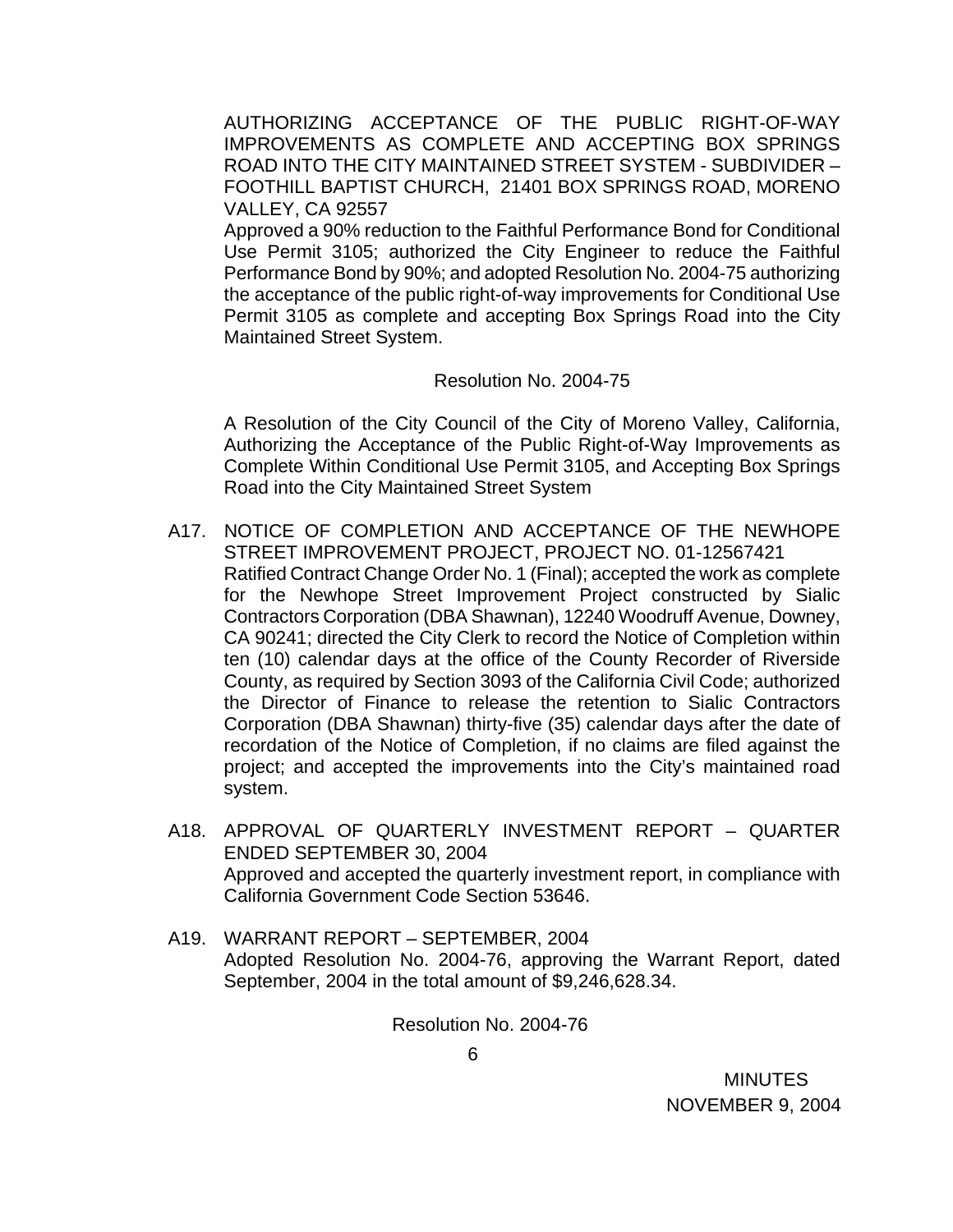AUTHORIZING ACCEPTANCE OF THE PUBLIC RIGHT-OF-WAY IMPROVEMENTS AS COMPLETE AND ACCEPTING BOX SPRINGS ROAD INTO THE CITY MAINTAINED STREET SYSTEM - SUBDIVIDER – FOOTHILL BAPTIST CHURCH, 21401 BOX SPRINGS ROAD, MORENO VALLEY, CA 92557
Approved a 90% reduction to the Faithful Performance Bond for Conditional Use Permit 3105; authorized the City Engineer to reduce the Faithful Performance Bond by 90%; and adopted Resolution No. 2004-75 authorizing the acceptance of the public right-of-way improvements for Conditional Use Permit 3105 as complete and accepting Box Springs Road into the City Maintained Street System.

Resolution No. 2004-75

A Resolution of the City Council of the City of Moreno Valley, California, Authorizing the Acceptance of the Public Right-of-Way Improvements as Complete Within Conditional Use Permit 3105, and Accepting Box Springs Road into the City Maintained Street System

A17. NOTICE OF COMPLETION AND ACCEPTANCE OF THE NEWHOPE STREET IMPROVEMENT PROJECT, PROJECT NO. 01-12567421
Ratified Contract Change Order No. 1 (Final); accepted the work as complete for the Newhope Street Improvement Project constructed by Sialic Contractors Corporation (DBA Shawnan), 12240 Woodruff Avenue, Downey, CA 90241; directed the City Clerk to record the Notice of Completion within ten (10) calendar days at the office of the County Recorder of Riverside County, as required by Section 3093 of the California Civil Code; authorized the Director of Finance to release the retention to Sialic Contractors Corporation (DBA Shawnan) thirty-five (35) calendar days after the date of recordation of the Notice of Completion, if no claims are filed against the project; and accepted the improvements into the City's maintained road system.

A18. APPROVAL OF QUARTERLY INVESTMENT REPORT – QUARTER ENDED SEPTEMBER 30, 2004
Approved and accepted the quarterly investment report, in compliance with California Government Code Section 53646.

A19. WARRANT REPORT – SEPTEMBER, 2004
Adopted Resolution No. 2004-76, approving the Warrant Report, dated September, 2004 in the total amount of $9,246,628.34.

Resolution No. 2004-76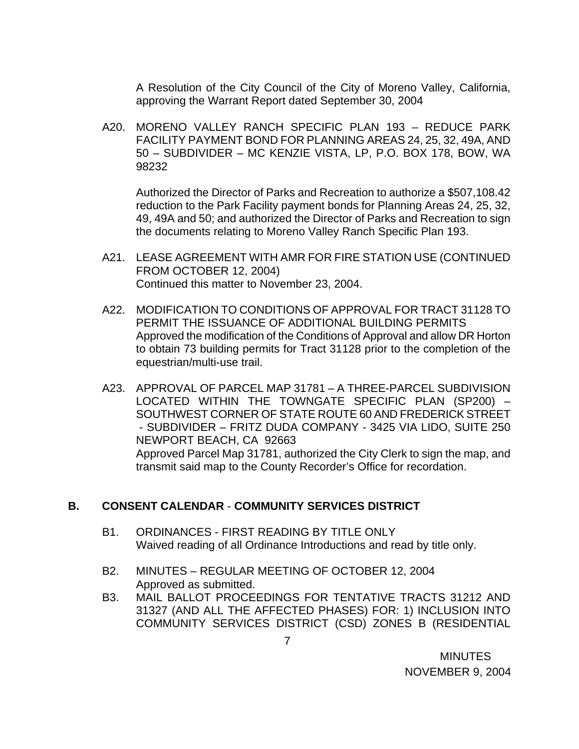A Resolution of the City Council of the City of Moreno Valley, California, approving the Warrant Report dated September 30, 2004

A20. MORENO VALLEY RANCH SPECIFIC PLAN 193 – REDUCE PARK FACILITY PAYMENT BOND FOR PLANNING AREAS 24, 25, 32, 49A, AND 50 – SUBDIVIDER – MC KENZIE VISTA, LP, P.O. BOX 178, BOW, WA 98232

Authorized the Director of Parks and Recreation to authorize a $507,108.42 reduction to the Park Facility payment bonds for Planning Areas 24, 25, 32, 49, 49A and 50; and authorized the Director of Parks and Recreation to sign the documents relating to Moreno Valley Ranch Specific Plan 193.

A21. LEASE AGREEMENT WITH AMR FOR FIRE STATION USE (CONTINUED FROM OCTOBER 12, 2004)
Continued this matter to November 23, 2004.

A22. MODIFICATION TO CONDITIONS OF APPROVAL FOR TRACT 31128 TO PERMIT THE ISSUANCE OF ADDITIONAL BUILDING PERMITS
Approved the modification of the Conditions of Approval and allow DR Horton to obtain 73 building permits for Tract 31128 prior to the completion of the equestrian/multi-use trail.

A23. APPROVAL OF PARCEL MAP 31781 – A THREE-PARCEL SUBDIVISION LOCATED WITHIN THE TOWNGATE SPECIFIC PLAN (SP200) – SOUTHWEST CORNER OF STATE ROUTE 60 AND FREDERICK STREET - SUBDIVIDER – FRITZ DUDA COMPANY - 3425 VIA LIDO, SUITE 250 NEWPORT BEACH, CA 92663
Approved Parcel Map 31781, authorized the City Clerk to sign the map, and transmit said map to the County Recorder's Office for recordation.

## B. CONSENT CALENDAR - COMMUNITY SERVICES DISTRICT

B1. ORDINANCES - FIRST READING BY TITLE ONLY
Waived reading of all Ordinance Introductions and read by title only.

B2. MINUTES – REGULAR MEETING OF OCTOBER 12, 2004
Approved as submitted.

B3. MAIL BALLOT PROCEEDINGS FOR TENTATIVE TRACTS 31212 AND 31327 (AND ALL THE AFFECTED PHASES) FOR: 1) INCLUSION INTO COMMUNITY SERVICES DISTRICT (CSD) ZONES B (RESIDENTIAL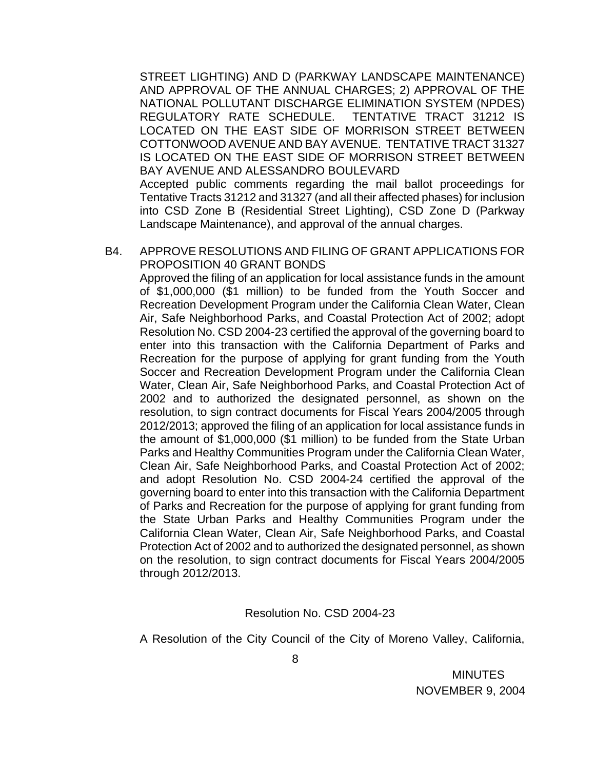STREET LIGHTING) AND D (PARKWAY LANDSCAPE MAINTENANCE) AND APPROVAL OF THE ANNUAL CHARGES; 2) APPROVAL OF THE NATIONAL POLLUTANT DISCHARGE ELIMINATION SYSTEM (NPDES) REGULATORY RATE SCHEDULE. TENTATIVE TRACT 31212 IS LOCATED ON THE EAST SIDE OF MORRISON STREET BETWEEN COTTONWOOD AVENUE AND BAY AVENUE. TENTATIVE TRACT 31327 IS LOCATED ON THE EAST SIDE OF MORRISON STREET BETWEEN BAY AVENUE AND ALESSANDRO BOULEVARD

Accepted public comments regarding the mail ballot proceedings for Tentative Tracts 31212 and 31327 (and all their affected phases) for inclusion into CSD Zone B (Residential Street Lighting), CSD Zone D (Parkway Landscape Maintenance), and approval of the annual charges.

B4. APPROVE RESOLUTIONS AND FILING OF GRANT APPLICATIONS FOR PROPOSITION 40 GRANT BONDS

Approved the filing of an application for local assistance funds in the amount of $1,000,000 ($1 million) to be funded from the Youth Soccer and Recreation Development Program under the California Clean Water, Clean Air, Safe Neighborhood Parks, and Coastal Protection Act of 2002; adopt Resolution No. CSD 2004-23 certified the approval of the governing board to enter into this transaction with the California Department of Parks and Recreation for the purpose of applying for grant funding from the Youth Soccer and Recreation Development Program under the California Clean Water, Clean Air, Safe Neighborhood Parks, and Coastal Protection Act of 2002 and to authorized the designated personnel, as shown on the resolution, to sign contract documents for Fiscal Years 2004/2005 through 2012/2013; approved the filing of an application for local assistance funds in the amount of $1,000,000 ($1 million) to be funded from the State Urban Parks and Healthy Communities Program under the California Clean Water, Clean Air, Safe Neighborhood Parks, and Coastal Protection Act of 2002; and adopt Resolution No. CSD 2004-24 certified the approval of the governing board to enter into this transaction with the California Department of Parks and Recreation for the purpose of applying for grant funding from the State Urban Parks and Healthy Communities Program under the California Clean Water, Clean Air, Safe Neighborhood Parks, and Coastal Protection Act of 2002 and to authorized the designated personnel, as shown on the resolution, to sign contract documents for Fiscal Years 2004/2005 through 2012/2013.

Resolution No. CSD 2004-23

A Resolution of the City Council of the City of Moreno Valley, California,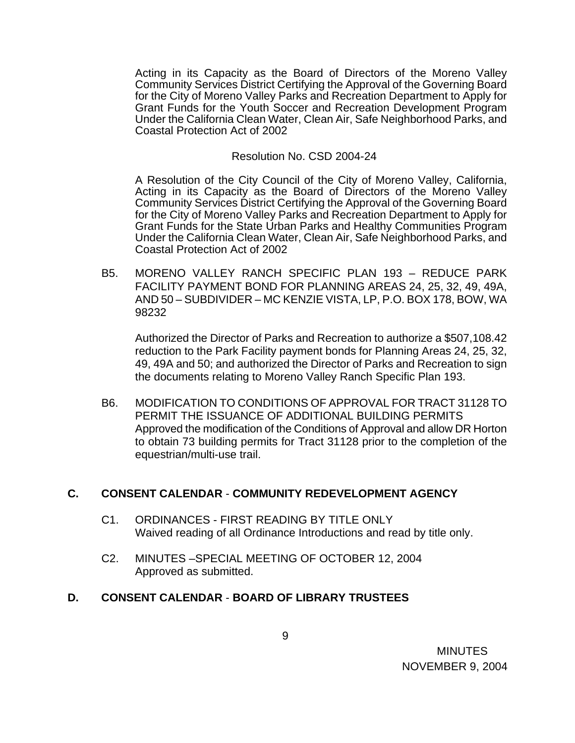Acting in its Capacity as the Board of Directors of the Moreno Valley Community Services District Certifying the Approval of the Governing Board for the City of Moreno Valley Parks and Recreation Department to Apply for Grant Funds for the Youth Soccer and Recreation Development Program Under the California Clean Water, Clean Air, Safe Neighborhood Parks, and Coastal Protection Act of 2002

Resolution No. CSD 2004-24

A Resolution of the City Council of the City of Moreno Valley, California, Acting in its Capacity as the Board of Directors of the Moreno Valley Community Services District Certifying the Approval of the Governing Board for the City of Moreno Valley Parks and Recreation Department to Apply for Grant Funds for the State Urban Parks and Healthy Communities Program Under the California Clean Water, Clean Air, Safe Neighborhood Parks, and Coastal Protection Act of 2002

B5. MORENO VALLEY RANCH SPECIFIC PLAN 193 – REDUCE PARK FACILITY PAYMENT BOND FOR PLANNING AREAS 24, 25, 32, 49, 49A, AND 50 – SUBDIVIDER – MC KENZIE VISTA, LP, P.O. BOX 178, BOW, WA 98232

Authorized the Director of Parks and Recreation to authorize a $507,108.42 reduction to the Park Facility payment bonds for Planning Areas 24, 25, 32, 49, 49A and 50; and authorized the Director of Parks and Recreation to sign the documents relating to Moreno Valley Ranch Specific Plan 193.

B6. MODIFICATION TO CONDITIONS OF APPROVAL FOR TRACT 31128 TO PERMIT THE ISSUANCE OF ADDITIONAL BUILDING PERMITS
Approved the modification of the Conditions of Approval and allow DR Horton to obtain 73 building permits for Tract 31128 prior to the completion of the equestrian/multi-use trail.

## C. CONSENT CALENDAR - COMMUNITY REDEVELOPMENT AGENCY

C1. ORDINANCES - FIRST READING BY TITLE ONLY
Waived reading of all Ordinance Introductions and read by title only.

C2. MINUTES –SPECIAL MEETING OF OCTOBER 12, 2004
Approved as submitted.

## D. CONSENT CALENDAR - BOARD OF LIBRARY TRUSTEES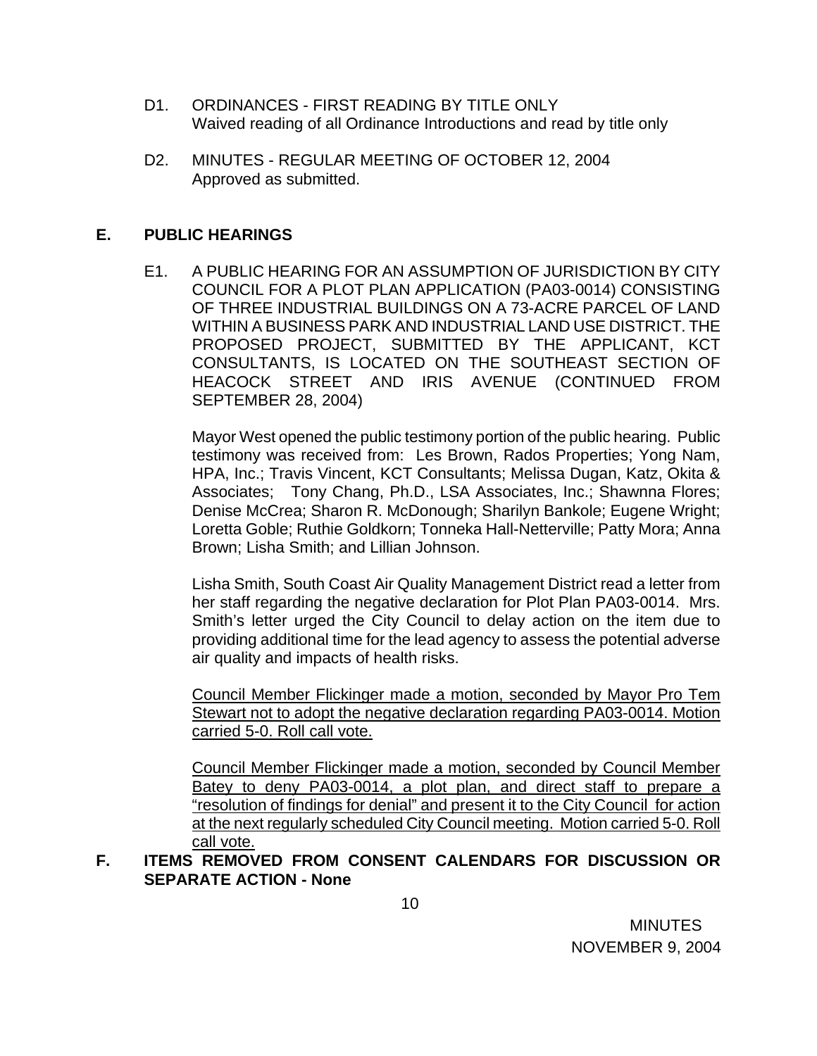D1. ORDINANCES - FIRST READING BY TITLE ONLY
Waived reading of all Ordinance Introductions and read by title only

D2. MINUTES - REGULAR MEETING OF OCTOBER 12, 2004
Approved as submitted.

## E. PUBLIC HEARINGS

E1. A PUBLIC HEARING FOR AN ASSUMPTION OF JURISDICTION BY CITY COUNCIL FOR A PLOT PLAN APPLICATION (PA03-0014) CONSISTING OF THREE INDUSTRIAL BUILDINGS ON A 73-ACRE PARCEL OF LAND WITHIN A BUSINESS PARK AND INDUSTRIAL LAND USE DISTRICT. THE PROPOSED PROJECT, SUBMITTED BY THE APPLICANT, KCT CONSULTANTS, IS LOCATED ON THE SOUTHEAST SECTION OF HEACOCK STREET AND IRIS AVENUE (CONTINUED FROM SEPTEMBER 28, 2004)

Mayor West opened the public testimony portion of the public hearing. Public testimony was received from: Les Brown, Rados Properties; Yong Nam, HPA, Inc.; Travis Vincent, KCT Consultants; Melissa Dugan, Katz, Okita & Associates; Tony Chang, Ph.D., LSA Associates, Inc.; Shawnna Flores; Denise McCrea; Sharon R. McDonough; Sharilyn Bankole; Eugene Wright; Loretta Goble; Ruthie Goldkorn; Tonneka Hall-Netterville; Patty Mora; Anna Brown; Lisha Smith; and Lillian Johnson.

Lisha Smith, South Coast Air Quality Management District read a letter from her staff regarding the negative declaration for Plot Plan PA03-0014. Mrs. Smith's letter urged the City Council to delay action on the item due to providing additional time for the lead agency to assess the potential adverse air quality and impacts of health risks.

<u>Council Member Flickinger made a motion, seconded by Mayor Pro Tem Stewart not to adopt the negative declaration regarding PA03-0014. Motion carried 5-0. Roll call vote.</u>

<u>Council Member Flickinger made a motion, seconded by Council Member Batey to deny PA03-0014, a plot plan, and direct staff to prepare a "resolution of findings for denial" and present it to the City Council for action at the next regularly scheduled City Council meeting. Motion carried 5-0. Roll call vote.</u>

## F. ITEMS REMOVED FROM CONSENT CALENDARS FOR DISCUSSION OR SEPARATE ACTION - None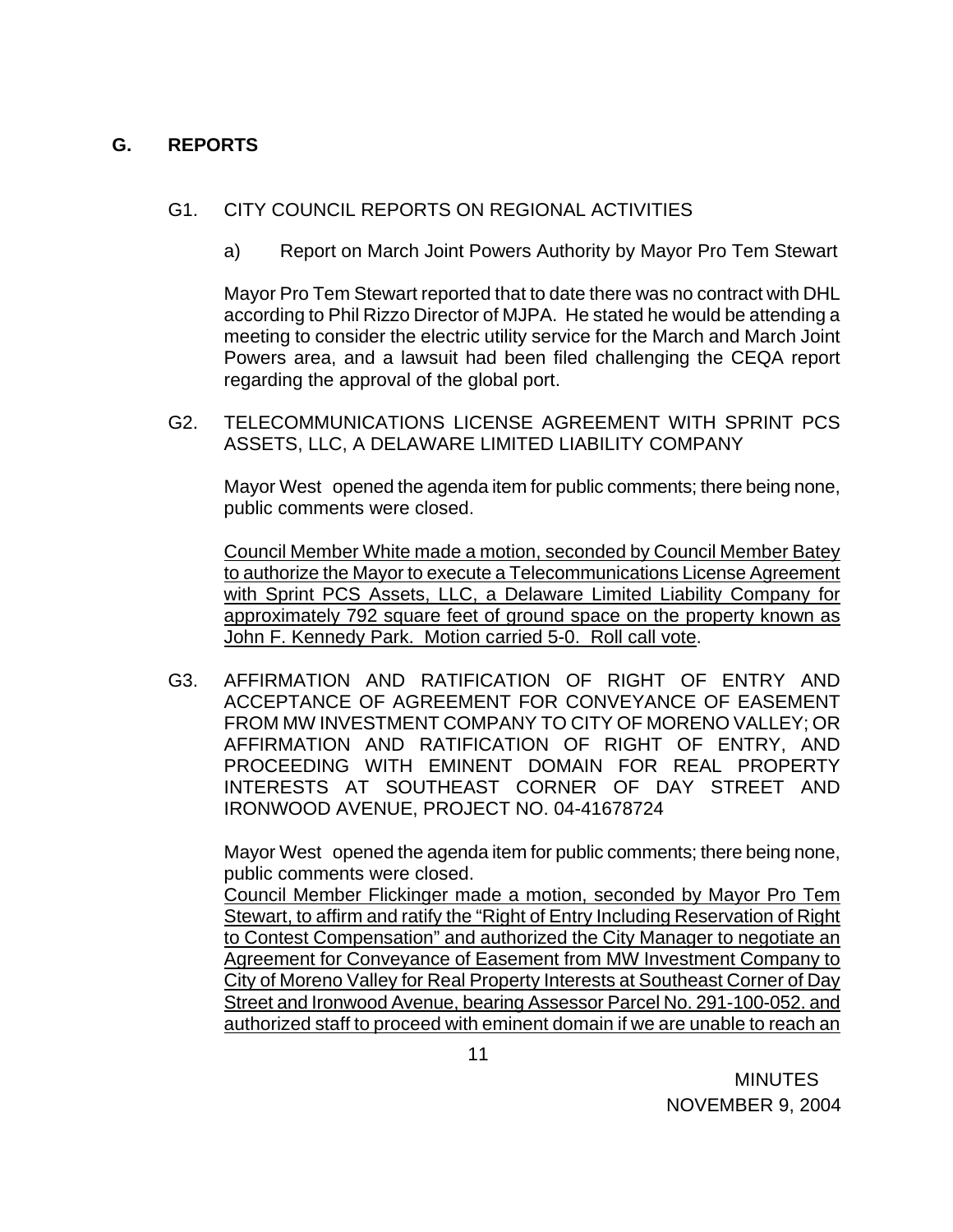## G. REPORTS

G1. CITY COUNCIL REPORTS ON REGIONAL ACTIVITIES

a) Report on March Joint Powers Authority by Mayor Pro Tem Stewart

Mayor Pro Tem Stewart reported that to date there was no contract with DHL according to Phil Rizzo Director of MJPA. He stated he would be attending a meeting to consider the electric utility service for the March and March Joint Powers area, and a lawsuit had been filed challenging the CEQA report regarding the approval of the global port.

G2. TELECOMMUNICATIONS LICENSE AGREEMENT WITH SPRINT PCS ASSETS, LLC, A DELAWARE LIMITED LIABILITY COMPANY

Mayor West opened the agenda item for public comments; there being none, public comments were closed.

<u>Council Member White made a motion, seconded by Council Member Batey to authorize the Mayor to execute a Telecommunications License Agreement with Sprint PCS Assets, LLC, a Delaware Limited Liability Company for approximately 792 square feet of ground space on the property known as John F. Kennedy Park. Motion carried 5-0. Roll call vote</u>.

G3. AFFIRMATION AND RATIFICATION OF RIGHT OF ENTRY AND ACCEPTANCE OF AGREEMENT FOR CONVEYANCE OF EASEMENT FROM MW INVESTMENT COMPANY TO CITY OF MORENO VALLEY; OR AFFIRMATION AND RATIFICATION OF RIGHT OF ENTRY, AND PROCEEDING WITH EMINENT DOMAIN FOR REAL PROPERTY INTERESTS AT SOUTHEAST CORNER OF DAY STREET AND IRONWOOD AVENUE, PROJECT NO. 04-41678724

Mayor West opened the agenda item for public comments; there being none, public comments were closed.

<u>Council Member Flickinger made a motion, seconded by Mayor Pro Tem Stewart, to affirm and ratify the "Right of Entry Including Reservation of Right to Contest Compensation" and authorized the City Manager to negotiate an Agreement for Conveyance of Easement from MW Investment Company to City of Moreno Valley for Real Property Interests at Southeast Corner of Day Street and Ironwood Avenue, bearing Assessor Parcel No. 291-100-052. and authorized staff to proceed with eminent domain if we are unable to reach an</u>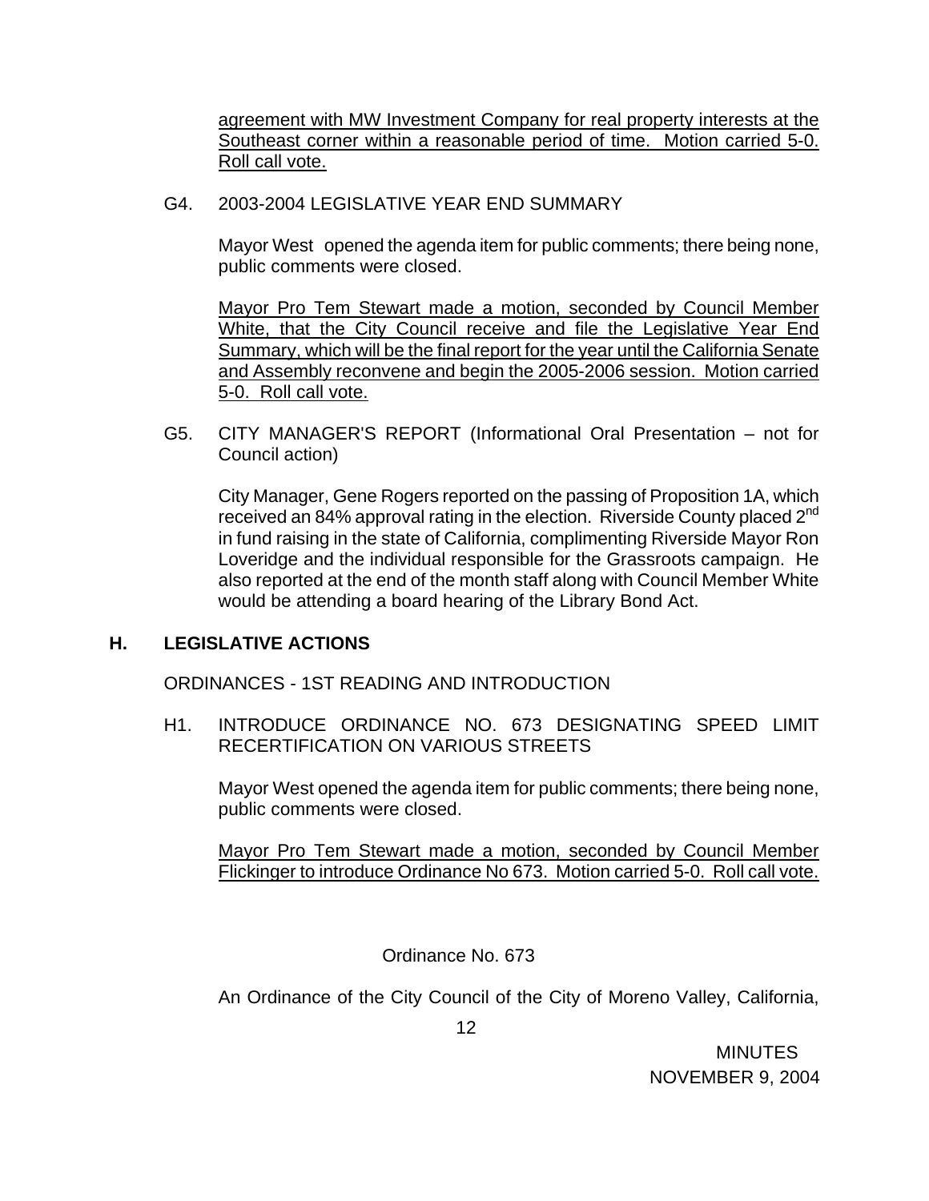agreement with MW Investment Company for real property interests at the Southeast corner within a reasonable period of time. Motion carried 5-0. Roll call vote.

G4. 2003-2004 LEGISLATIVE YEAR END SUMMARY

Mayor West opened the agenda item for public comments; there being none, public comments were closed.

Mayor Pro Tem Stewart made a motion, seconded by Council Member White, that the City Council receive and file the Legislative Year End Summary, which will be the final report for the year until the California Senate and Assembly reconvene and begin the 2005-2006 session. Motion carried 5-0. Roll call vote.

G5. CITY MANAGER'S REPORT (Informational Oral Presentation – not for Council action)

City Manager, Gene Rogers reported on the passing of Proposition 1A, which received an 84% approval rating in the election. Riverside County placed 2nd in fund raising in the state of California, complimenting Riverside Mayor Ron Loveridge and the individual responsible for the Grassroots campaign. He also reported at the end of the month staff along with Council Member White would be attending a board hearing of the Library Bond Act.

## H. LEGISLATIVE ACTIONS

ORDINANCES - 1ST READING AND INTRODUCTION

H1. INTRODUCE ORDINANCE NO. 673 DESIGNATING SPEED LIMIT RECERTIFICATION ON VARIOUS STREETS

Mayor West opened the agenda item for public comments; there being none, public comments were closed.

Mayor Pro Tem Stewart made a motion, seconded by Council Member Flickinger to introduce Ordinance No 673. Motion carried 5-0. Roll call vote.

Ordinance No. 673

An Ordinance of the City Council of the City of Moreno Valley, California,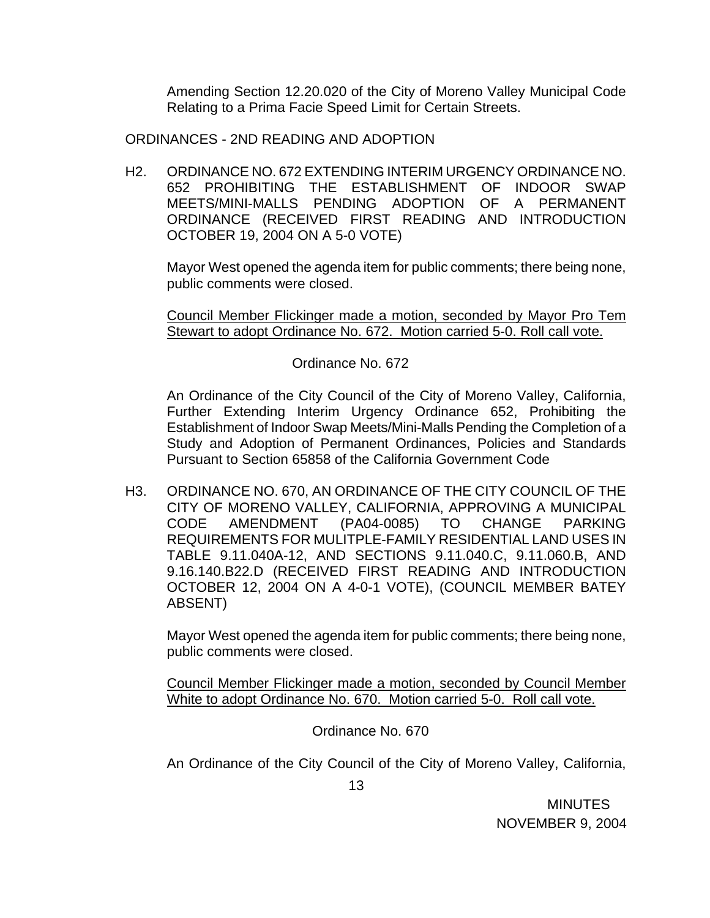Amending Section 12.20.020 of the City of Moreno Valley Municipal Code Relating to a Prima Facie Speed Limit for Certain Streets.

ORDINANCES - 2ND READING AND ADOPTION

H2. ORDINANCE NO. 672 EXTENDING INTERIM URGENCY ORDINANCE NO. 652 PROHIBITING THE ESTABLISHMENT OF INDOOR SWAP MEETS/MINI-MALLS PENDING ADOPTION OF A PERMANENT ORDINANCE (RECEIVED FIRST READING AND INTRODUCTION OCTOBER 19, 2004 ON A 5-0 VOTE)

Mayor West opened the agenda item for public comments; there being none, public comments were closed.

<u>Council Member Flickinger made a motion, seconded by Mayor Pro Tem Stewart to adopt Ordinance No. 672. Motion carried 5-0. Roll call vote.</u>

Ordinance No. 672

An Ordinance of the City Council of the City of Moreno Valley, California, Further Extending Interim Urgency Ordinance 652, Prohibiting the Establishment of Indoor Swap Meets/Mini-Malls Pending the Completion of a Study and Adoption of Permanent Ordinances, Policies and Standards Pursuant to Section 65858 of the California Government Code

H3. ORDINANCE NO. 670, AN ORDINANCE OF THE CITY COUNCIL OF THE CITY OF MORENO VALLEY, CALIFORNIA, APPROVING A MUNICIPAL CODE AMENDMENT (PA04-0085) TO CHANGE PARKING REQUIREMENTS FOR MULITPLE-FAMILY RESIDENTIAL LAND USES IN TABLE 9.11.040A-12, AND SECTIONS 9.11.040.C, 9.11.060.B, AND 9.16.140.B22.D (RECEIVED FIRST READING AND INTRODUCTION OCTOBER 12, 2004 ON A 4-0-1 VOTE), (COUNCIL MEMBER BATEY ABSENT)

Mayor West opened the agenda item for public comments; there being none, public comments were closed.

<u>Council Member Flickinger made a motion, seconded by Council Member White to adopt Ordinance No. 670. Motion carried 5-0. Roll call vote.</u>

Ordinance No. 670

An Ordinance of the City Council of the City of Moreno Valley, California,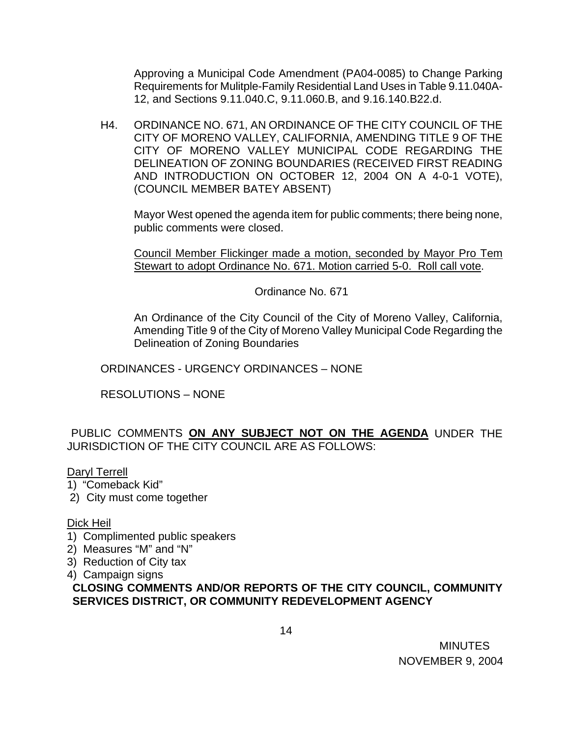Approving a Municipal Code Amendment (PA04-0085) to Change Parking Requirements for Mulitple-Family Residential Land Uses in Table 9.11.040A-12, and Sections 9.11.040.C, 9.11.060.B, and 9.16.140.B22.d.

H4. ORDINANCE NO. 671, AN ORDINANCE OF THE CITY COUNCIL OF THE CITY OF MORENO VALLEY, CALIFORNIA, AMENDING TITLE 9 OF THE CITY OF MORENO VALLEY MUNICIPAL CODE REGARDING THE DELINEATION OF ZONING BOUNDARIES (RECEIVED FIRST READING AND INTRODUCTION ON OCTOBER 12, 2004 ON A 4-0-1 VOTE), (COUNCIL MEMBER BATEY ABSENT)

Mayor West opened the agenda item for public comments; there being none, public comments were closed.

Council Member Flickinger made a motion, seconded by Mayor Pro Tem Stewart to adopt Ordinance No. 671. Motion carried 5-0. Roll call vote.

Ordinance No. 671

An Ordinance of the City Council of the City of Moreno Valley, California, Amending Title 9 of the City of Moreno Valley Municipal Code Regarding the Delineation of Zoning Boundaries

ORDINANCES - URGENCY ORDINANCES – NONE

RESOLUTIONS – NONE

PUBLIC COMMENTS **ON ANY SUBJECT NOT ON THE AGENDA** UNDER THE JURISDICTION OF THE CITY COUNCIL ARE AS FOLLOWS:

Daryl Terrell
1) "Comeback Kid"
2) City must come together

Dick Heil
1) Complimented public speakers
2) Measures "M" and "N"
3) Reduction of City tax
4) Campaign signs

**CLOSING COMMENTS AND/OR REPORTS OF THE CITY COUNCIL, COMMUNITY SERVICES DISTRICT, OR COMMUNITY REDEVELOPMENT AGENCY**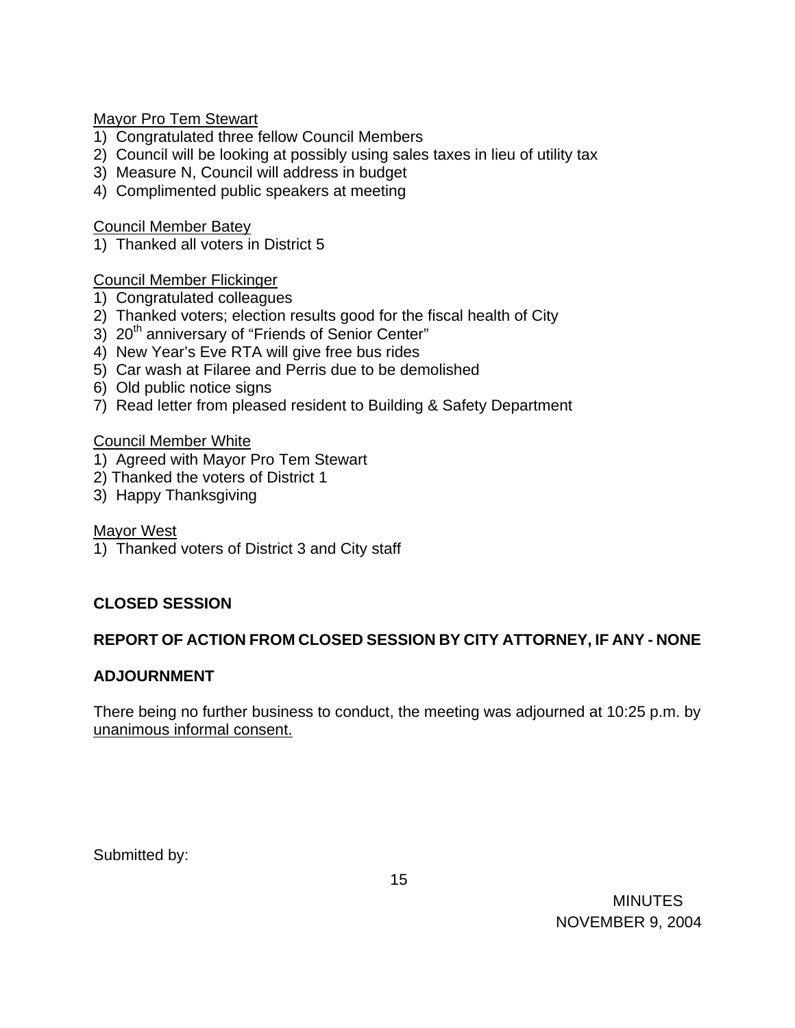Mayor Pro Tem Stewart

1) Congratulated three fellow Council Members
2) Council will be looking at possibly using sales taxes in lieu of utility tax
3) Measure N, Council will address in budget
4) Complimented public speakers at meeting

Council Member Batey

1) Thanked all voters in District 5

Council Member Flickinger

1) Congratulated colleagues
2) Thanked voters; election results good for the fiscal health of City
3) 20th anniversary of "Friends of Senior Center"
4) New Year's Eve RTA will give free bus rides
5) Car wash at Filaree and Perris due to be demolished
6) Old public notice signs
7) Read letter from pleased resident to Building & Safety Department

Council Member White

1) Agreed with Mayor Pro Tem Stewart
2) Thanked the voters of District 1
3) Happy Thanksgiving

Mayor West

1) Thanked voters of District 3 and City staff

**CLOSED SESSION**

**REPORT OF ACTION FROM CLOSED SESSION BY CITY ATTORNEY, IF ANY - NONE**

**ADJOURNMENT**

There being no further business to conduct, the meeting was adjourned at 10:25 p.m. by unanimous informal consent.

Submitted by: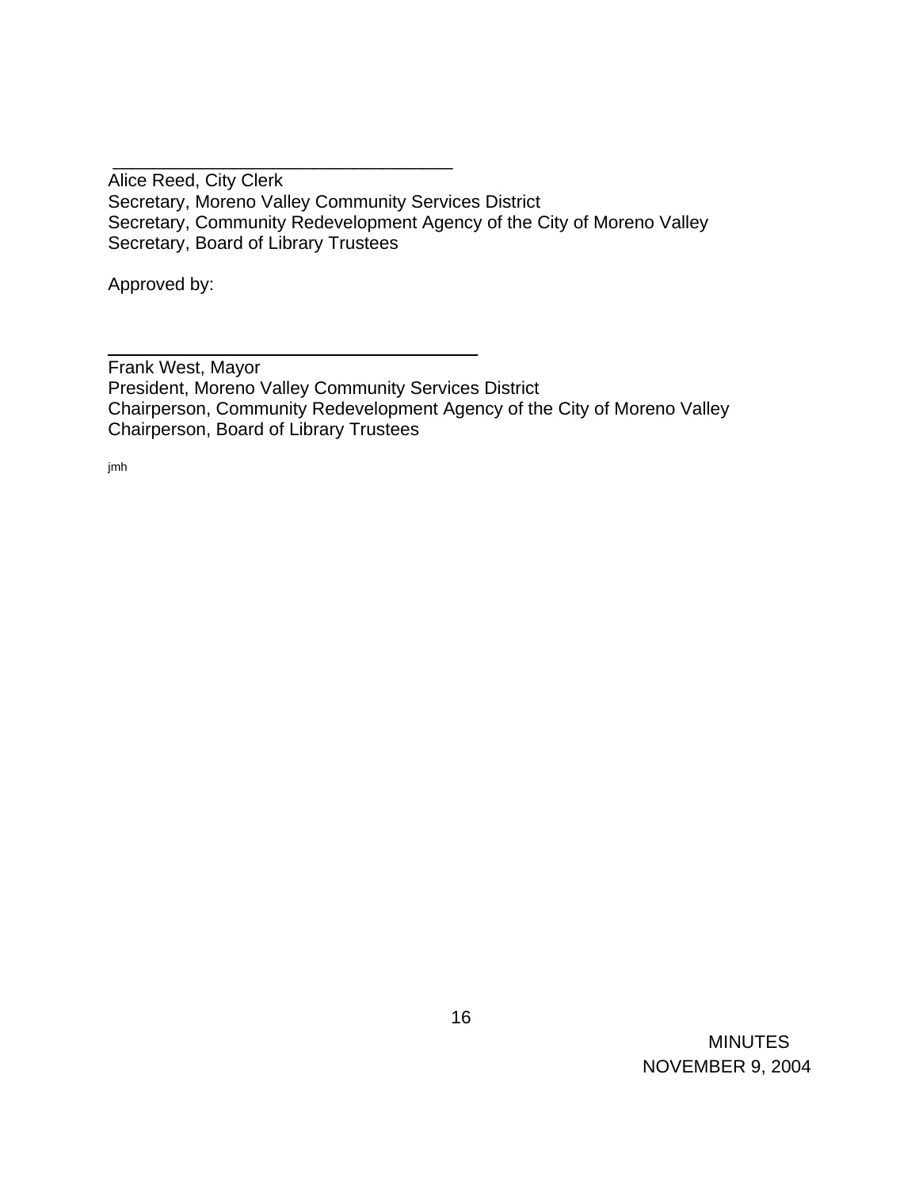\_\_\_\_\_\_\_\_\_\_\_\_\_\_\_\_\_\_\_\_\_\_\_\_\_\_\_\_\_\_\_\_\_\_\_\_

Alice Reed, City Clerk
Secretary, Moreno Valley Community Services District
Secretary, Community Redevelopment Agency of the City of Moreno Valley
Secretary, Board of Library Trustees

Approved by:

\_\_\_\_\_\_\_\_\_\_\_\_\_\_\_\_\_\_\_\_\_\_\_\_\_\_\_\_\_\_\_\_\_\_\_\_

Frank West, Mayor
President, Moreno Valley Community Services District
Chairperson, Community Redevelopment Agency of the City of Moreno Valley
Chairperson, Board of Library Trustees

jmh